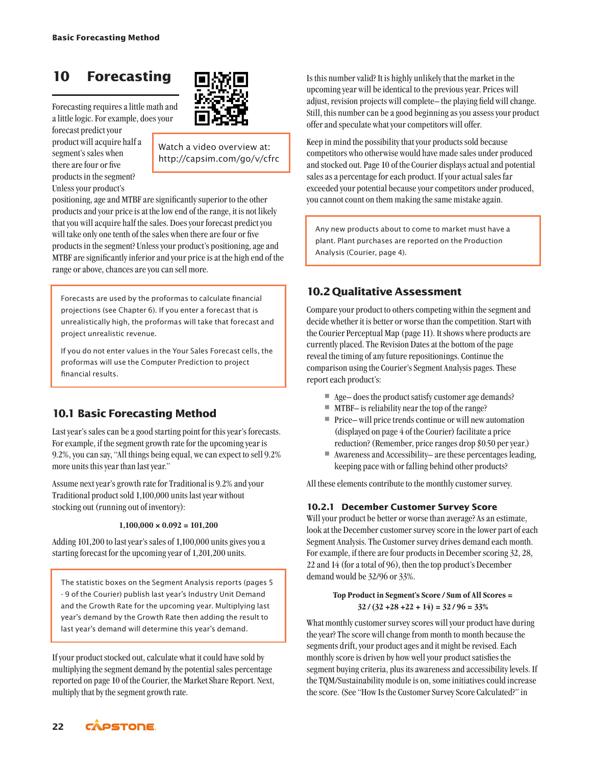# 10 Forecasting

Forecasting requires a little math and a little logic. For example, does your forecast predict your product will acquire half a segment's sales when there are four or five products in the segment? Unless your product's positioning, age and MTBF are significantly superior to the other products and your price is at the low end of the range, it is not likely that you will acquire half the sales. Does your forecast predict you will take only one tenth of the sales when there are four or five products in the segment? Unless your product's positioning, age and MTBF are significantly inferior and your price is at the high end of the range or above, chances are you can sell more.

> Watch a video overview at: http://capsim.com/go/v/cfrc

> Forecasts are used by the proformas to calculate financial projections (see Chapter 6). If you enter a forecast that is unrealistically high, the proformas will take that forecast and project unrealistic revenue.
>
> If you do not enter values in the Your Sales Forecast cells, the proformas will use the Computer Prediction to project financial results.

## 10.1 Basic Forecasting Method

Last year's sales can be a good starting point for this year's forecasts. For example, if the segment growth rate for the upcoming year is 9.2%, you can say, "All things being equal, we can expect to sell 9.2% more units this year than last year."

Assume next year's growth rate for Traditional is 9.2% and your Traditional product sold 1,100,000 units last year without stocking out (running out of inventory):

**1,100,000 × 0.092 = 101,200**

Adding 101,200 to last year's sales of 1,100,000 units gives you a starting forecast for the upcoming year of 1,201,200 units.

> The statistic boxes on the Segment Analysis reports (pages 5 - 9 of the Courier) publish last year's Industry Unit Demand and the Growth Rate for the upcoming year. Multiplying last year's demand by the Growth Rate then adding the result to last year's demand will determine this year's demand.

If your product stocked out, calculate what it could have sold by multiplying the segment demand by the potential sales percentage reported on page 10 of the Courier, the Market Share Report. Next, multiply that by the segment growth rate.

Is this number valid? It is highly unlikely that the market in the upcoming year will be identical to the previous year. Prices will adjust, revision projects will complete– the playing field will change. Still, this number can be a good beginning as you assess your product offer and speculate what your competitors will offer.

Keep in mind the possibility that your products sold because competitors who otherwise would have made sales under produced and stocked out. Page 10 of the Courier displays actual and potential sales as a percentage for each product. If your actual sales far exceeded your potential because your competitors under produced, you cannot count on them making the same mistake again.

> Any new products about to come to market must have a plant. Plant purchases are reported on the Production Analysis (Courier, page 4).

## 10.2 Qualitative Assessment

Compare your product to others competing within the segment and decide whether it is better or worse than the competition. Start with the Courier Perceptual Map (page 11). It shows where products are currently placed. The Revision Dates at the bottom of the page reveal the timing of any future repositionings. Continue the comparison using the Courier's Segment Analysis pages. These report each product's:

- Age– does the product satisfy customer age demands?
- MTBF– is reliability near the top of the range?
- Price– will price trends continue or will new automation (displayed on page 4 of the Courier) facilitate a price reduction? (Remember, price ranges drop $0.50 per year.)
- Awareness and Accessibility– are these percentages leading, keeping pace with or falling behind other products?

All these elements contribute to the monthly customer survey.

### 10.2.1 December Customer Survey Score

Will your product be better or worse than average? As an estimate, look at the December customer survey score in the lower part of each Segment Analysis. The Customer survey drives demand each month. For example, if there are four products in December scoring 32, 28, 22 and 14 (for a total of 96), then the top product's December demand would be 32/96 or 33%.

**Top Product in Segment's Score / Sum of All Scores =**
**32 / (32 +28 +22 + 14) = 32 / 96 = 33%**

What monthly customer survey scores will your product have during the year? The score will change from month to month because the segments drift, your product ages and it might be revised. Each monthly score is driven by how well your product satisfies the segment buying criteria, plus its awareness and accessibility levels. If the TQM/Sustainability module is on, some initiatives could increase the score. (See "How Is the Customer Survey Score Calculated?" in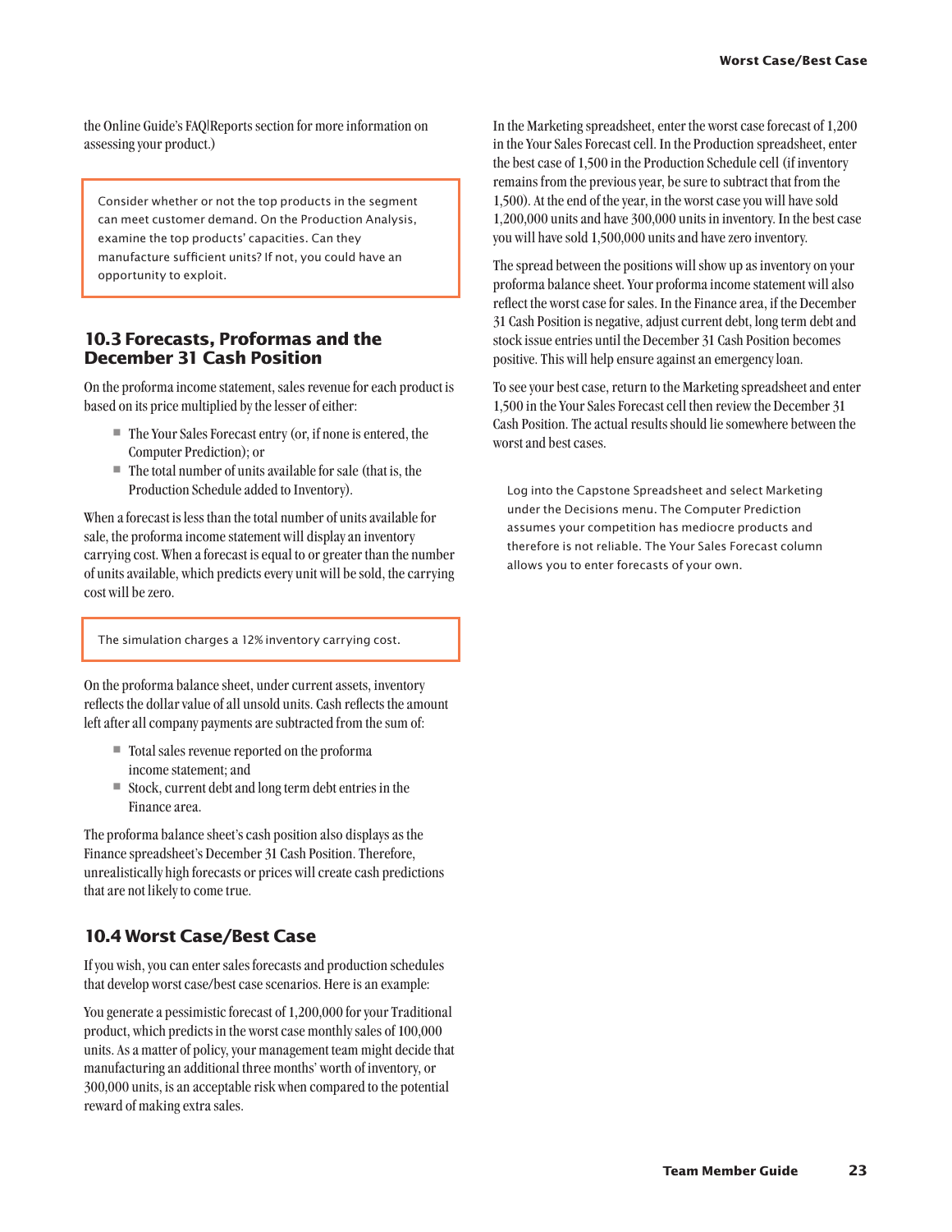the Online Guide's FAQ|Reports section for more information on assessing your product.)

> Consider whether or not the top products in the segment can meet customer demand. On the Production Analysis, examine the top products' capacities. Can they manufacture sufficient units? If not, you could have an opportunity to exploit.

## 10.3 Forecasts, Proformas and the December 31 Cash Position

On the proforma income statement, sales revenue for each product is based on its price multiplied by the lesser of either:

- The Your Sales Forecast entry (or, if none is entered, the Computer Prediction); or
- The total number of units available for sale (that is, the Production Schedule added to Inventory).

When a forecast is less than the total number of units available for sale, the proforma income statement will display an inventory carrying cost. When a forecast is equal to or greater than the number of units available, which predicts every unit will be sold, the carrying cost will be zero.

> The simulation charges a 12% inventory carrying cost.

On the proforma balance sheet, under current assets, inventory reflects the dollar value of all unsold units. Cash reflects the amount left after all company payments are subtracted from the sum of:

- Total sales revenue reported on the proforma income statement; and
- Stock, current debt and long term debt entries in the Finance area.

The proforma balance sheet's cash position also displays as the Finance spreadsheet's December 31 Cash Position. Therefore, unrealistically high forecasts or prices will create cash predictions that are not likely to come true.

## 10.4 Worst Case/Best Case

If you wish, you can enter sales forecasts and production schedules that develop worst case/best case scenarios. Here is an example:

You generate a pessimistic forecast of 1,200,000 for your Traditional product, which predicts in the worst case monthly sales of 100,000 units. As a matter of policy, your management team might decide that manufacturing an additional three months' worth of inventory, or 300,000 units, is an acceptable risk when compared to the potential reward of making extra sales.

In the Marketing spreadsheet, enter the worst case forecast of 1,200 in the Your Sales Forecast cell. In the Production spreadsheet, enter the best case of 1,500 in the Production Schedule cell (if inventory remains from the previous year, be sure to subtract that from the 1,500). At the end of the year, in the worst case you will have sold 1,200,000 units and have 300,000 units in inventory. In the best case you will have sold 1,500,000 units and have zero inventory.

The spread between the positions will show up as inventory on your proforma balance sheet. Your proforma income statement will also reflect the worst case for sales. In the Finance area, if the December 31 Cash Position is negative, adjust current debt, long term debt and stock issue entries until the December 31 Cash Position becomes positive. This will help ensure against an emergency loan.

To see your best case, return to the Marketing spreadsheet and enter 1,500 in the Your Sales Forecast cell then review the December 31 Cash Position. The actual results should lie somewhere between the worst and best cases.

> Log into the Capstone Spreadsheet and select Marketing under the Decisions menu. The Computer Prediction assumes your competition has mediocre products and therefore is not reliable. The Your Sales Forecast column allows you to enter forecasts of your own.